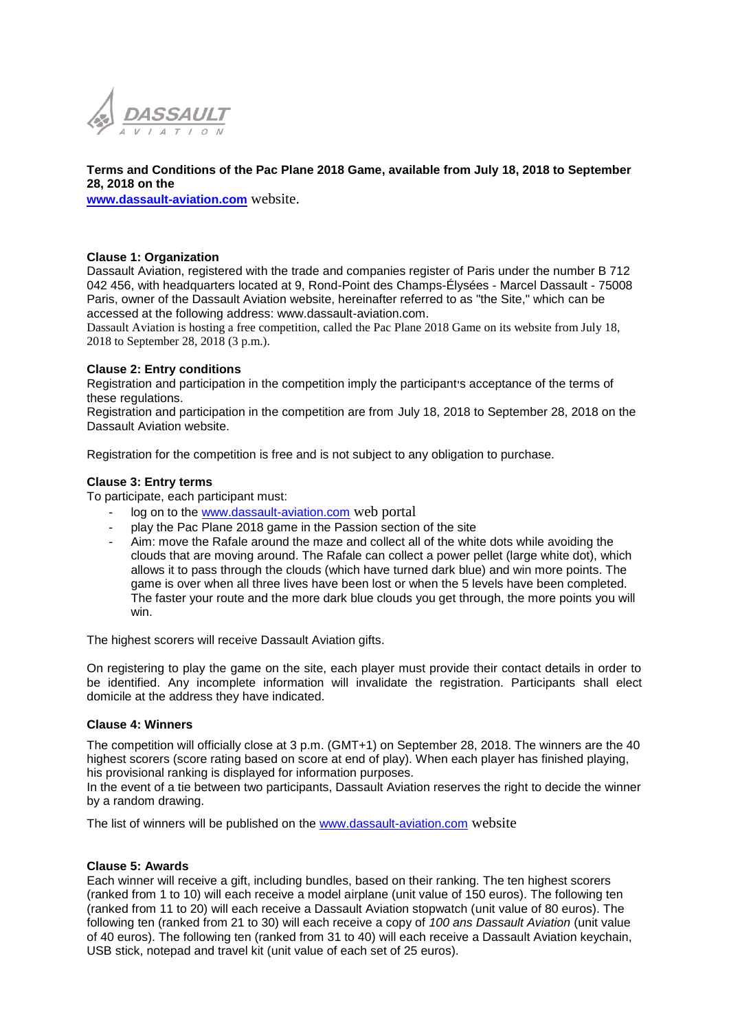**Terms and Conditions of the Pac Plane 2018 Game, available from July 18, 2018 to September 28, 2018 on the www.dassault-aviation.com website.**

**Clause 1: Organization**

Dassault Aviation, registered with the trade and companies register of Paris under the number B 712 042 456, with headquarters located at 9, Rond-Point des Champs-Élysées - Marcel Dassault - 75008 Paris, owner of the Dassault Aviation website, hereinafter referred to as "the Site," which can be accessed at the following address: www.dassault-aviation.com.

Dassault Aviation is hosting a free competition, called the Pac Plane 2018 Game on its website from July 18, 2018 to September 28, 2018 (3 p.m.).

**Clause 2: Entry conditions**

Registration and participation in the competition imply the participant's acceptance of the terms of these regulations.

Registration and participation in the competition are from July 18, 2018 to September 28, 2018 on the Dassault Aviation website.

Registration for the competition is free and is not subject to any obligation to purchase.

**Clause 3: Entry terms**

To participate, each participant must:

- log on to the www.dassault-aviation.com web portal
- play the Pac Plane 2018 game in the Passion section of the site
- Aim: move the Rafale around the maze and collect all of the white dots while avoiding the clouds that are moving around. The Rafale can collect a power pellet (large white dot), which allows it to pass through the clouds (which have turned dark blue) and win more points. The game is over when all three lives have been lost or when the 5 levels have been completed. The faster your route and the more dark blue clouds you get through, the more points you will win.

The highest scorers will receive Dassault Aviation gifts.

On registering to play the game on the site, each player must provide their contact details in order to be identified. Any incomplete information will invalidate the registration. Participants shall elect domicile at the address they have indicated.

**Clause 4: Winners**

The competition will officially close at 3 p.m. (GMT+1) on September 28, 2018. The winners are the 40 highest scorers (score rating based on score at end of play). When each player has finished playing, his provisional ranking is displayed for information purposes.

In the event of a tie between two participants, Dassault Aviation reserves the right to decide the winner by a random drawing.

The list of winners will be published on the www.dassault-aviation.com website

**Clause 5: Awards**

Each winner will receive a gift, including bundles, based on their ranking. The ten highest scorers (ranked from 1 to 10) will each receive a model airplane (unit value of 150 euros). The following ten (ranked from 11 to 20) will each receive a Dassault Aviation stopwatch (unit value of 80 euros). The following ten (ranked from 21 to 30) will each receive a copy of *100 ans Dassault Aviation* (unit value of 40 euros). The following ten (ranked from 31 to 40) will each receive a Dassault Aviation keychain, USB stick, notepad and travel kit (unit value of each set of 25 euros).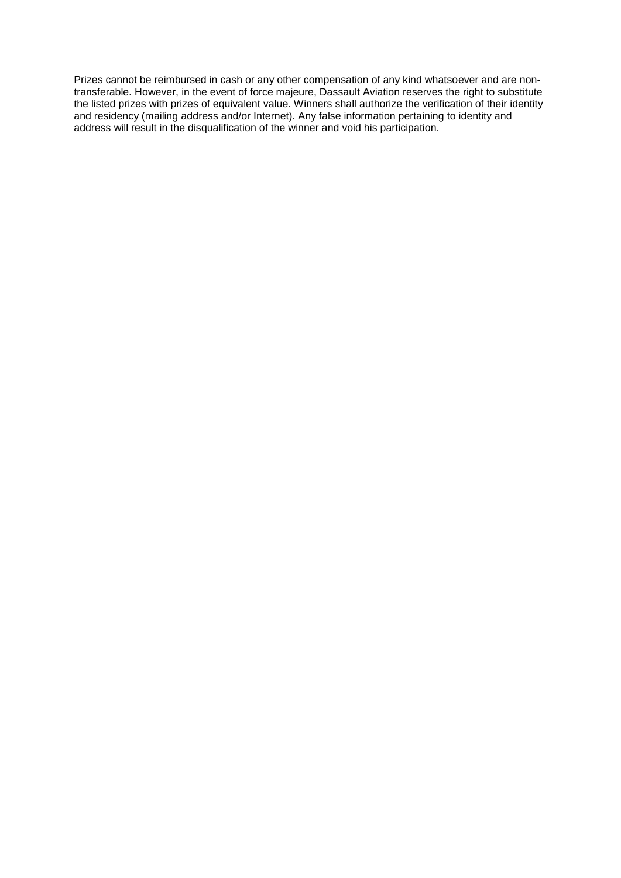Prizes cannot be reimbursed in cash or any other compensation of any kind whatsoever and are non-transferable. However, in the event of force majeure, Dassault Aviation reserves the right to substitute the listed prizes with prizes of equivalent value. Winners shall authorize the verification of their identity and residency (mailing address and/or Internet). Any false information pertaining to identity and address will result in the disqualification of the winner and void his participation.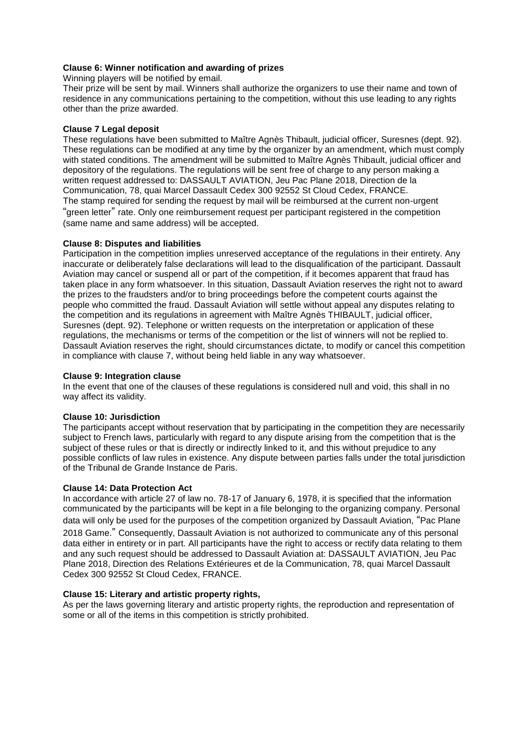**Clause 6: Winner notification and awarding of prizes**

Winning players will be notified by email.

Their prize will be sent by mail. Winners shall authorize the organizers to use their name and town of residence in any communications pertaining to the competition, without this use leading to any rights other than the prize awarded.

**Clause 7 Legal deposit**

These regulations have been submitted to Maître Agnès Thibault, judicial officer, Suresnes (dept. 92). These regulations can be modified at any time by the organizer by an amendment, which must comply with stated conditions. The amendment will be submitted to Maître Agnès Thibault, judicial officer and depository of the regulations. The regulations will be sent free of charge to any person making a written request addressed to: DASSAULT AVIATION, Jeu Pac Plane 2018, Direction de la Communication, 78, quai Marcel Dassault Cedex 300 92552 St Cloud Cedex, FRANCE.

The stamp required for sending the request by mail will be reimbursed at the current non-urgent "green letter" rate. Only one reimbursement request per participant registered in the competition (same name and same address) will be accepted.

**Clause 8: Disputes and liabilities**

Participation in the competition implies unreserved acceptance of the regulations in their entirety. Any inaccurate or deliberately false declarations will lead to the disqualification of the participant. Dassault Aviation may cancel or suspend all or part of the competition, if it becomes apparent that fraud has taken place in any form whatsoever. In this situation, Dassault Aviation reserves the right not to award the prizes to the fraudsters and/or to bring proceedings before the competent courts against the people who committed the fraud. Dassault Aviation will settle without appeal any disputes relating to the competition and its regulations in agreement with Maître Agnès THIBAULT, judicial officer, Suresnes (dept. 92). Telephone or written requests on the interpretation or application of these regulations, the mechanisms or terms of the competition or the list of winners will not be replied to. Dassault Aviation reserves the right, should circumstances dictate, to modify or cancel this competition in compliance with clause 7, without being held liable in any way whatsoever.

**Clause 9: Integration clause**

In the event that one of the clauses of these regulations is considered null and void, this shall in no way affect its validity.

**Clause 10: Jurisdiction**

The participants accept without reservation that by participating in the competition they are necessarily subject to French laws, particularly with regard to any dispute arising from the competition that is the subject of these rules or that is directly or indirectly linked to it, and this without prejudice to any possible conflicts of law rules in existence. Any dispute between parties falls under the total jurisdiction of the Tribunal de Grande Instance de Paris.

**Clause 14: Data Protection Act**

In accordance with article 27 of law no. 78-17 of January 6, 1978, it is specified that the information communicated by the participants will be kept in a file belonging to the organizing company. Personal data will only be used for the purposes of the competition organized by Dassault Aviation, "Pac Plane 2018 Game." Consequently, Dassault Aviation is not authorized to communicate any of this personal data either in entirety or in part. All participants have the right to access or rectify data relating to them and any such request should be addressed to Dassault Aviation at: DASSAULT AVIATION, Jeu Pac Plane 2018, Direction des Relations Extérieures et de la Communication, 78, quai Marcel Dassault Cedex 300 92552 St Cloud Cedex, FRANCE.

**Clause 15: Literary and artistic property rights,**

As per the laws governing literary and artistic property rights, the reproduction and representation of some or all of the items in this competition is strictly prohibited.